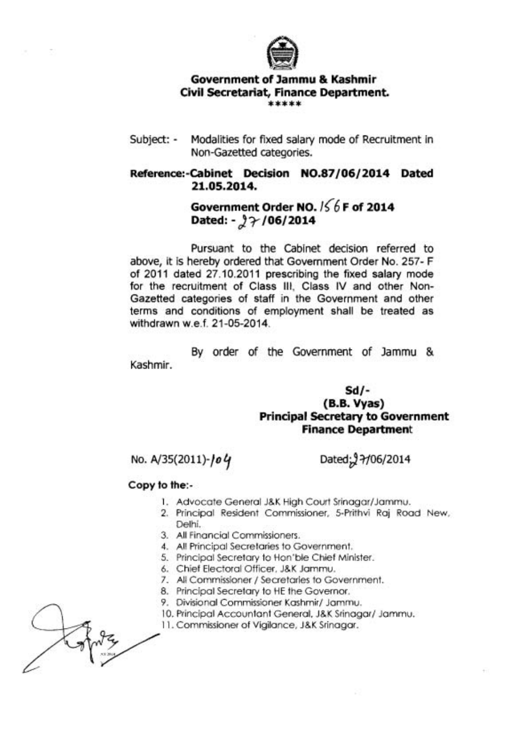**Government of Jammu & Kashmir**
**Civil Secretariat, Finance Department.**
\*\*\*\*\*

Subject: - Modalities for fixed salary mode of Recruitment in Non-Gazetted categories.

**Reference:-Cabinet Decision NO.87/06/2014 Dated 21.05.2014.**

**Government Order NO. 156 F of 2014**
**Dated: - 27/06/2014**

Pursuant to the Cabinet decision referred to above, it is hereby ordered that Government Order No. 257- F of 2011 dated 27.10.2011 prescribing the fixed salary mode for the recruitment of Class III, Class IV and other Non-Gazetted categories of staff in the Government and other terms and conditions of employment shall be treated as withdrawn w.e.f. 21-05-2014.

By order of the Government of Jammu & Kashmir.

**Sd/-**
**(B.B. Vyas)**
**Principal Secretary to Government**
**Finance Department**

No. A/35(2011)-104 Dated: 27/06/2014

**Copy to the:-**

1. Advocate General J&K High Court Srinagar/Jammu.
2. Principal Resident Commissioner, 5-Prithvi Raj Road New, Delhi.
3. All Financial Commissioners.
4. All Principal Secretaries to Government.
5. Principal Secretary to Hon'ble Chief Minister.
6. Chief Electoral Officer, J&K Jammu.
7. All Commissioner / Secretaries to Government.
8. Principal Secretary to HE the Governor.
9. Divisional Commissioner Kashmir/ Jammu.
10. Principal Accountant General, J&K Srinagar/ Jammu.
11. Commissioner of Vigilance, J&K Srinagar.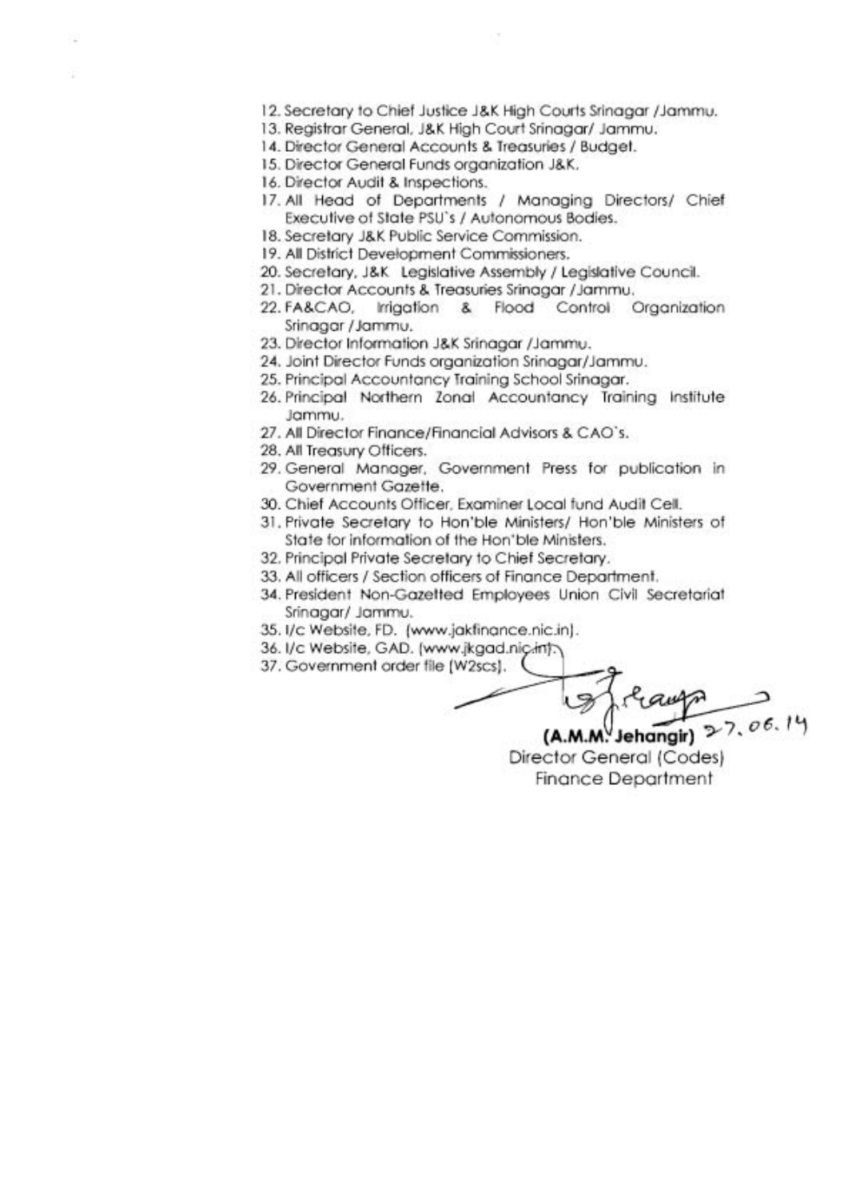12. Secretary to Chief Justice J&K High Courts Srinagar /Jammu.
13. Registrar General, J&K High Court Srinagar/ Jammu.
14. Director General Accounts & Treasuries / Budget.
15. Director General Funds organization J&K.
16. Director Audit & Inspections.
17. All Head of Departments / Managing Directors/ Chief Executive of State PSU's / Autonomous Bodies.
18. Secretary J&K Public Service Commission.
19. All District Development Commissioners.
20. Secretary, J&K Legislative Assembly / Legislative Council.
21. Director Accounts & Treasuries Srinagar /Jammu.
22. FA&CAO, Irrigation & Flood Control Organization Srinagar /Jammu.
23. Director Information J&K Srinagar /Jammu.
24. Joint Director Funds organization Srinagar/Jammu.
25. Principal Accountancy Training School Srinagar.
26. Principal Northern Zonal Accountancy Training Institute Jammu.
27. All Director Finance/Financial Advisors & CAO's.
28. All Treasury Officers.
29. General Manager, Government Press for publication in Government Gazette.
30. Chief Accounts Officer, Examiner Local fund Audit Cell.
31. Private Secretary to Hon'ble Ministers/ Hon'ble Ministers of State for information of the Hon'ble Ministers.
32. Principal Private Secretary to Chief Secretary.
33. All officers / Section officers of Finance Department.
34. President Non-Gazetted Employees Union Civil Secretariat Srinagar/ Jammu.
35. I/c Website, FD. (www.jakfinance.nic.in).
36. I/c Website, GAD. (www.jkgad.nic.in).
37. Government order file (W2scs).

27.06.14

**(A.M.M. Jehangir)**
Director General (Codes)
Finance Department